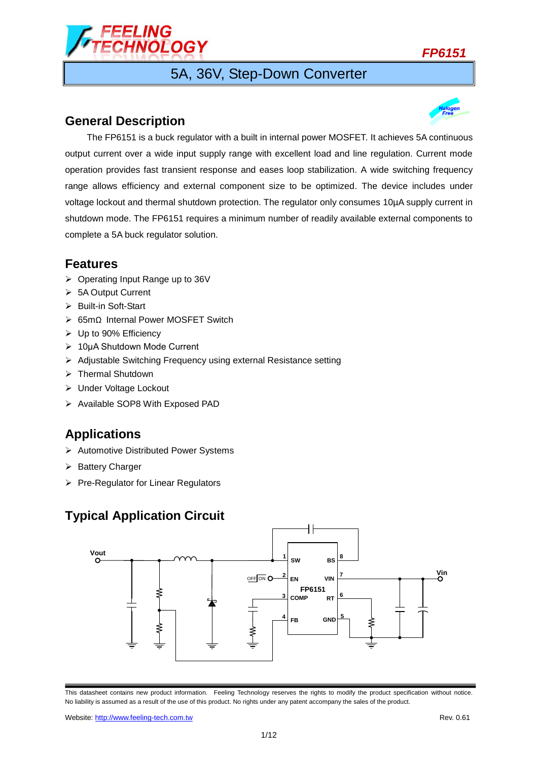# FP6151

## 5A, 36V, Step-Down Converter

## General Description

The FP6151 is a buck regulator with a built in internal power MOSFET. It achieves 5A continuous output current over a wide input supply range with excellent load and line regulation. Current mode operation provides fast transient response and eases loop stabilization. A wide switching frequency range allows efficiency and external component size to be optimized. The device includes under voltage lockout and thermal shutdown protection. The regulator only consumes 10μA supply current in shutdown mode. The FP6151 requires a minimum number of readily available external components to complete a 5A buck regulator solution.

## Features

- Operating Input Range up to 36V
- 5A Output Current
- Built-in Soft-Start
- 65mΩ Internal Power MOSFET Switch
- Up to 90% Efficiency
- 10μA Shutdown Mode Current
- Adjustable Switching Frequency using external Resistance setting
- Thermal Shutdown
- Under Voltage Lockout
- Available SOP8 With Exposed PAD

## Applications

- Automotive Distributed Power Systems
- Battery Charger
- Pre-Regulator for Linear Regulators

## Typical Application Circuit

This datasheet contains new product information. Feeling Technology reserves the rights to modify the product specification without notice. No liability is assumed as a result of the use of this product. No rights under any patent accompany the sales of the product.

Website: http://www.feeling-tech.com.tw

Rev. 0.61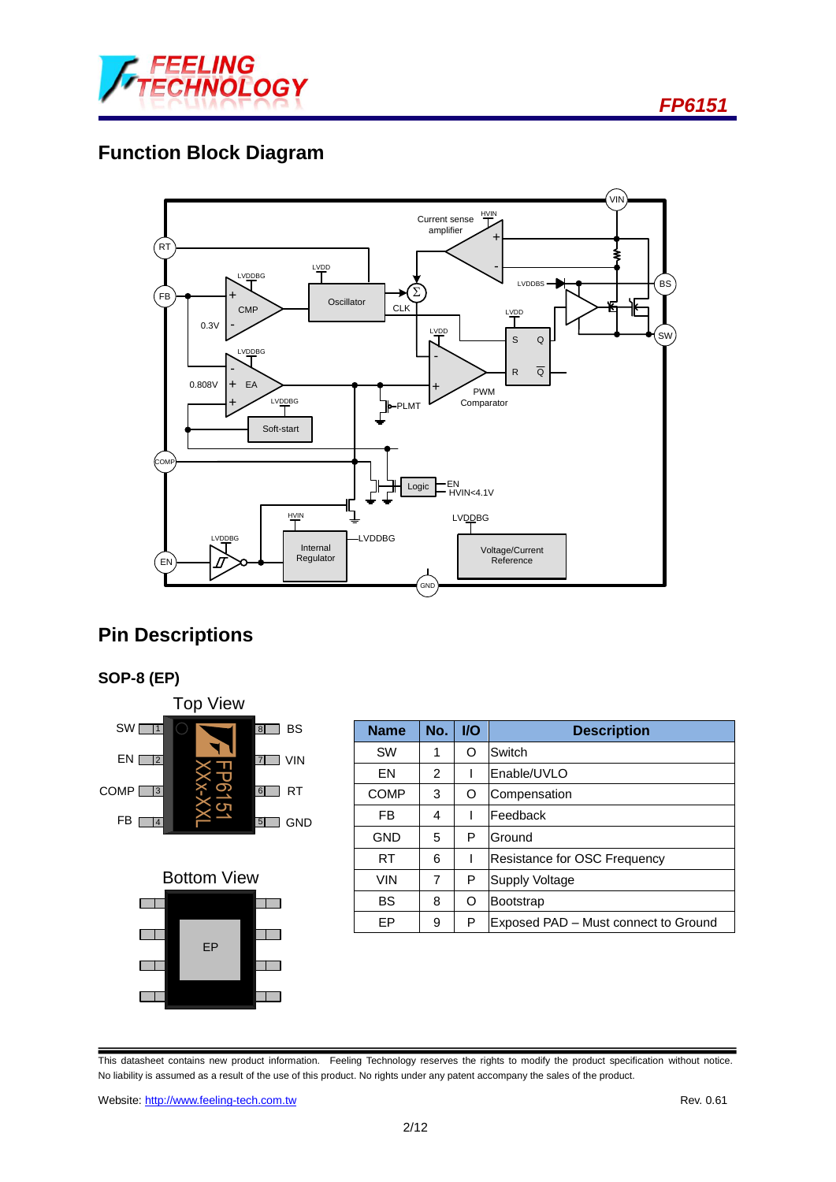## Function Block Diagram

## Pin Descriptions

### SOP-8 (EP)

Top View

| | | | |
|---|---|---|---|
| SW | 1 | 8 | BS |
| EN | 2 | 7 | VIN |
| COMP | 3 | 6 | RT |
| FB | 4 | 5 | GND |

Bottom View

EP

| Name | No. | I/O | Description |
|---|---|---|---|
| SW | 1 | O | Switch |
| EN | 2 | I | Enable/UVLO |
| COMP | 3 | O | Compensation |
| FB | 4 | I | Feedback |
| GND | 5 | P | Ground |
| RT | 6 | I | Resistance for OSC Frequency |
| VIN | 7 | P | Supply Voltage |
| BS | 8 | O | Bootstrap |
| EP | 9 | P | Exposed PAD – Must connect to Ground |

This datasheet contains new product information. Feeling Technology reserves the rights to modify the product specification without notice. No liability is assumed as a result of the use of this product. No rights under any patent accompany the sales of the product.

Website: http://www.feeling-tech.com.tw Rev. 0.61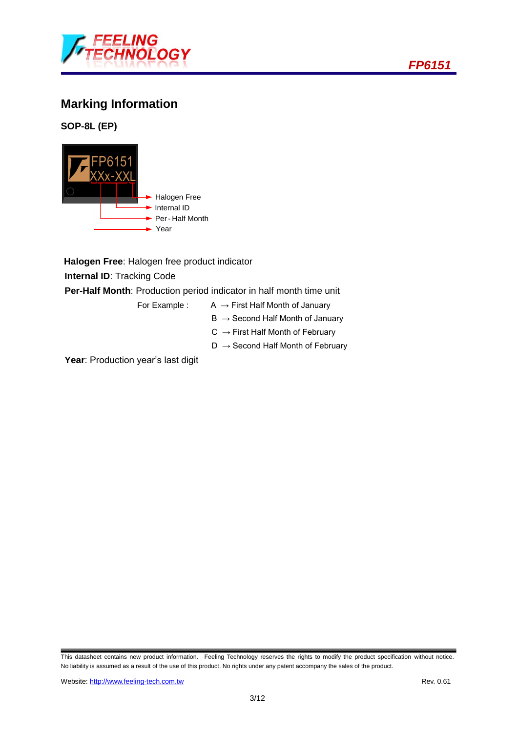## Marking Information

**SOP-8L (EP)**

FP6151
XXx-XXL

- Halogen Free
- Internal ID
- Per - Half Month
- Year

**Halogen Free**: Halogen free product indicator

**Internal ID**: Tracking Code

**Per-Half Month**: Production period indicator in half month time unit

For Example :
- A → First Half Month of January
- B → Second Half Month of January
- C → First Half Month of February
- D → Second Half Month of February

**Year**: Production year's last digit

This datasheet contains new product information. Feeling Technology reserves the rights to modify the product specification without notice. No liability is assumed as a result of the use of this product. No rights under any patent accompany the sales of the product.

Website: http://www.feeling-tech.com.tw Rev. 0.61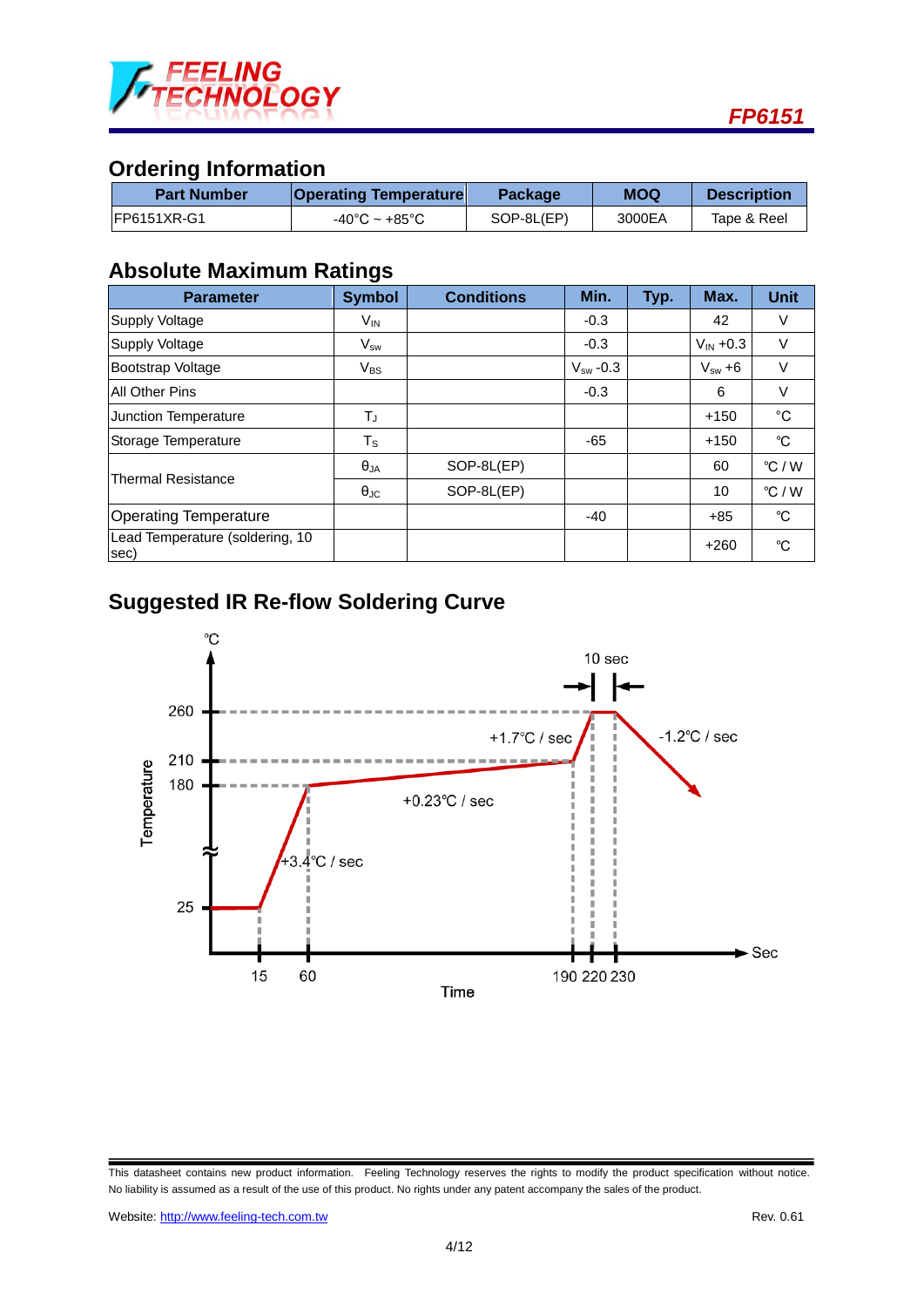## Ordering Information

| Part Number | Operating Temperature | Package | MOQ | Description |
|---|---|---|---|---|
| FP6151XR-G1 | -40°C ~ +85°C | SOP-8L(EP) | 3000EA | Tape & Reel |

## Absolute Maximum Ratings

| Parameter | Symbol | Conditions | Min. | Typ. | Max. | Unit |
|---|---|---|---|---|---|---|
| Supply Voltage | $V_{IN}$ | | -0.3 | | 42 | V |
| Supply Voltage | $V_{sw}$ | | -0.3 | | $V_{IN}$ +0.3 | V |
| Bootstrap Voltage | $V_{BS}$ | | $V_{sw}$ -0.3 | | $V_{sw}$ +6 | V |
| All Other Pins | | | -0.3 | | 6 | V |
| Junction Temperature | $T_J$ | | | | +150 | ℃ |
| Storage Temperature | $T_S$ | | -65 | | +150 | ℃ |
| Thermal Resistance | $\theta_{JA}$ | SOP-8L(EP) | | | 60 | ℃ / W |
| | $\theta_{JC}$ | SOP-8L(EP) | | | 10 | ℃ / W |
| Operating Temperature | | | -40 | | +85 | ℃ |
| Lead Temperature (soldering, 10 sec) | | | | | +260 | ℃ |

## Suggested IR Re-flow Soldering Curve

This datasheet contains new product information. Feeling Technology reserves the rights to modify the product specification without notice. No liability is assumed as a result of the use of this product. No rights under any patent accompany the sales of the product.

Website: http://www.feeling-tech.com.tw Rev. 0.61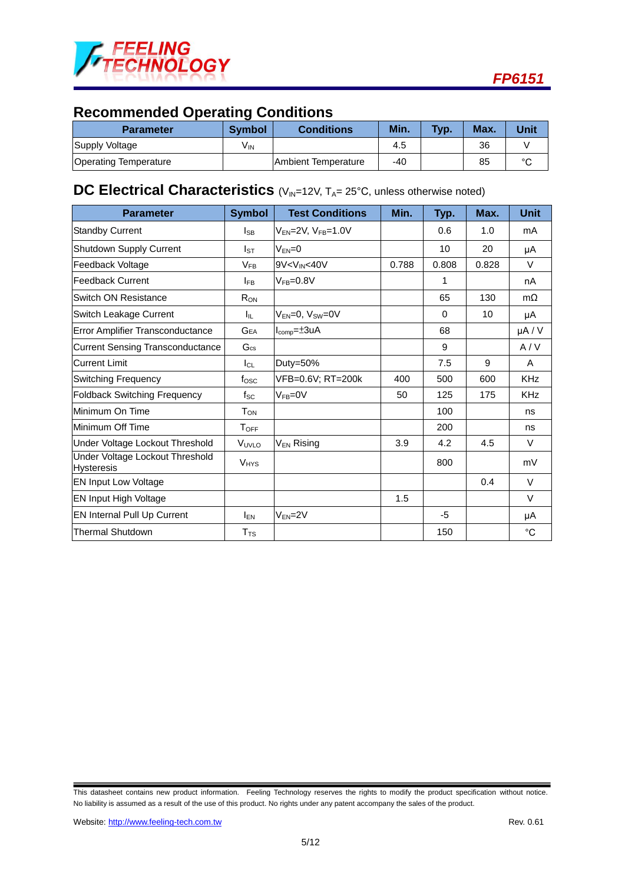## Recommended Operating Conditions

| Parameter | Symbol | Conditions | Min. | Typ. | Max. | Unit |
|---|---|---|---|---|---|---|
| Supply Voltage | $V_{IN}$ | | 4.5 | | 36 | V |
| Operating Temperature | | Ambient Temperature | -40 | | 85 | °C |

## DC Electrical Characteristics ($V_{IN}$=12V, $T_A$= 25°C, unless otherwise noted)

| Parameter | Symbol | Test Conditions | Min. | Typ. | Max. | Unit |
|---|---|---|---|---|---|---|
| Standby Current | $I_{SB}$ | $V_{EN}$=2V, $V_{FB}$=1.0V | | 0.6 | 1.0 | mA |
| Shutdown Supply Current | $I_{ST}$ | $V_{EN}$=0 | | 10 | 20 | μA |
| Feedback Voltage | $V_{FB}$ | 9V<$V_{IN}$<40V | 0.788 | 0.808 | 0.828 | V |
| Feedback Current | $I_{FB}$ | $V_{FB}$=0.8V | | 1 | | nA |
| Switch ON Resistance | $R_{ON}$ | | | 65 | 130 | mΩ |
| Switch Leakage Current | $I_{IL}$ | $V_{EN}$=0, $V_{SW}$=0V | | 0 | 10 | μA |
| Error Amplifier Transconductance | $G_{EA}$ | $I_{comp}$=±3uA | | 68 | | μA / V |
| Current Sensing Transconductance | $G_{cs}$ | | | 9 | | A / V |
| Current Limit | $I_{CL}$ | Duty=50% | | 7.5 | 9 | A |
| Switching Frequency | $f_{OSC}$ | VFB=0.6V; RT=200k | 400 | 500 | 600 | KHz |
| Foldback Switching Frequency | $f_{SC}$ | $V_{FB}$=0V | 50 | 125 | 175 | KHz |
| Minimum On Time | $T_{ON}$ | | | 100 | | ns |
| Minimum Off Time | $T_{OFF}$ | | | 200 | | ns |
| Under Voltage Lockout Threshold | $V_{UVLO}$ | $V_{EN}$ Rising | 3.9 | 4.2 | 4.5 | V |
| Under Voltage Lockout Threshold Hysteresis | $V_{HYS}$ | | | 800 | | mV |
| EN Input Low Voltage | | | | | 0.4 | V |
| EN Input High Voltage | | | 1.5 | | | V |
| EN Internal Pull Up Current | $I_{EN}$ | $V_{EN}$=2V | | -5 | | μA |
| Thermal Shutdown | $T_{TS}$ | | | 150 | | °C |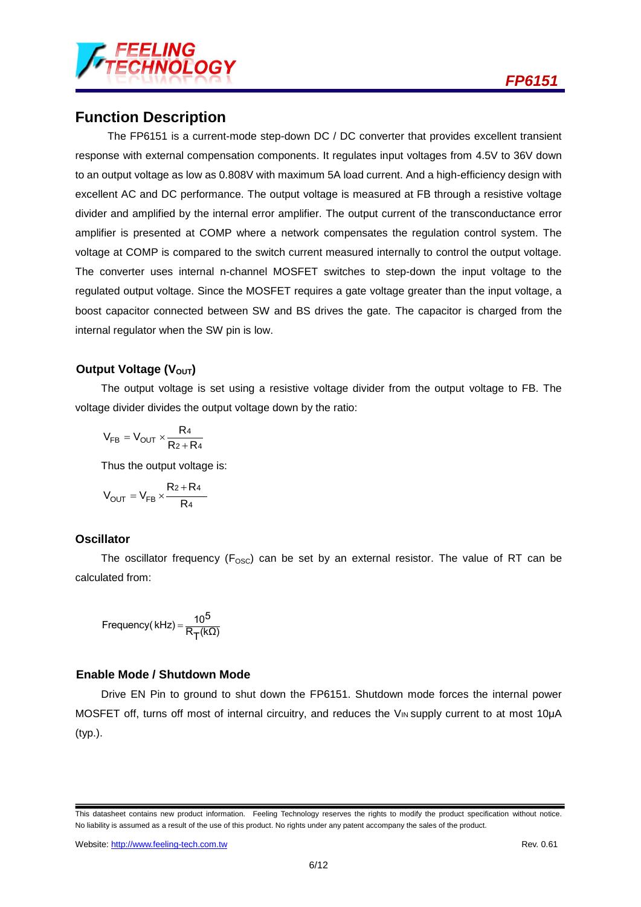## Function Description

The FP6151 is a current-mode step-down DC / DC converter that provides excellent transient response with external compensation components. It regulates input voltages from 4.5V to 36V down to an output voltage as low as 0.808V with maximum 5A load current. And a high-efficiency design with excellent AC and DC performance. The output voltage is measured at FB through a resistive voltage divider and amplified by the internal error amplifier. The output current of the transconductance error amplifier is presented at COMP where a network compensates the regulation control system. The voltage at COMP is compared to the switch current measured internally to control the output voltage. The converter uses internal n-channel MOSFET switches to step-down the input voltage to the regulated output voltage. Since the MOSFET requires a gate voltage greater than the input voltage, a boost capacitor connected between SW and BS drives the gate. The capacitor is charged from the internal regulator when the SW pin is low.

### Output Voltage ($V_{OUT}$)

The output voltage is set using a resistive voltage divider from the output voltage to FB. The voltage divider divides the output voltage down by the ratio:

$$V_{FB} = V_{OUT} \times \frac{R_4}{R_2 + R_4}$$

Thus the output voltage is:

$$V_{OUT} = V_{FB} \times \frac{R_2 + R_4}{R_4}$$

### Oscillator

The oscillator frequency ($F_{OSC}$) can be set by an external resistor. The value of RT can be calculated from:

$$\text{Frequency}(\text{kHz}) = \frac{10^5}{R_T(\text{k}\Omega)}$$

### Enable Mode / Shutdown Mode

Drive EN Pin to ground to shut down the FP6151. Shutdown mode forces the internal power MOSFET off, turns off most of internal circuitry, and reduces the $V_{IN}$ supply current to at most 10μA (typ.).

This datasheet contains new product information. Feeling Technology reserves the rights to modify the product specification without notice. No liability is assumed as a result of the use of this product. No rights under any patent accompany the sales of the product.

Website: http://www.feeling-tech.com.tw Rev. 0.61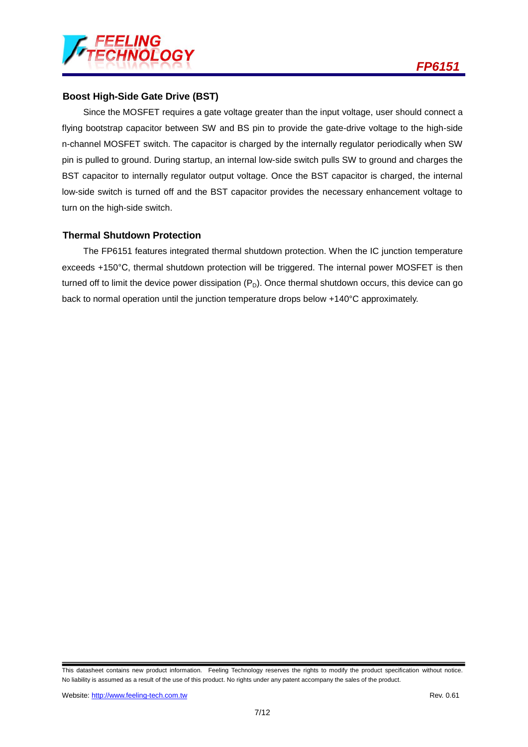### Boost High-Side Gate Drive (BST)

Since the MOSFET requires a gate voltage greater than the input voltage, user should connect a flying bootstrap capacitor between SW and BS pin to provide the gate-drive voltage to the high-side n-channel MOSFET switch. The capacitor is charged by the internally regulator periodically when SW pin is pulled to ground. During startup, an internal low-side switch pulls SW to ground and charges the BST capacitor to internally regulator output voltage. Once the BST capacitor is charged, the internal low-side switch is turned off and the BST capacitor provides the necessary enhancement voltage to turn on the high-side switch.

### Thermal Shutdown Protection

The FP6151 features integrated thermal shutdown protection. When the IC junction temperature exceeds +150°C, thermal shutdown protection will be triggered. The internal power MOSFET is then turned off to limit the device power dissipation ($P_D$). Once thermal shutdown occurs, this device can go back to normal operation until the junction temperature drops below +140°C approximately.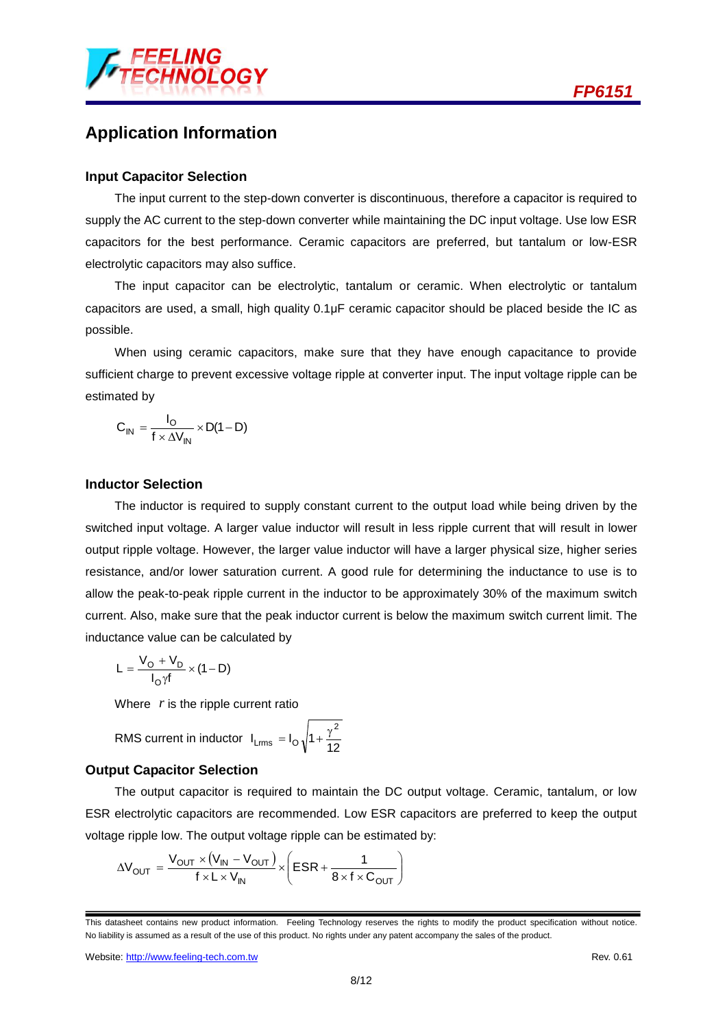## Application Information

### Input Capacitor Selection

The input current to the step-down converter is discontinuous, therefore a capacitor is required to supply the AC current to the step-down converter while maintaining the DC input voltage. Use low ESR capacitors for the best performance. Ceramic capacitors are preferred, but tantalum or low-ESR electrolytic capacitors may also suffice.

The input capacitor can be electrolytic, tantalum or ceramic. When electrolytic or tantalum capacitors are used, a small, high quality 0.1μF ceramic capacitor should be placed beside the IC as possible.

When using ceramic capacitors, make sure that they have enough capacitance to provide sufficient charge to prevent excessive voltage ripple at converter input. The input voltage ripple can be estimated by

$$C_{IN} = \frac{I_O}{f \times \Delta V_{IN}} \times D(1-D)$$

### Inductor Selection

The inductor is required to supply constant current to the output load while being driven by the switched input voltage. A larger value inductor will result in less ripple current that will result in lower output ripple voltage. However, the larger value inductor will have a larger physical size, higher series resistance, and/or lower saturation current. A good rule for determining the inductance to use is to allow the peak-to-peak ripple current in the inductor to be approximately 30% of the maximum switch current. Also, make sure that the peak inductor current is below the maximum switch current limit. The inductance value can be calculated by

$$L = \frac{V_O + V_D}{I_O \gamma f} \times (1-D)$$

Where $r$ is the ripple current ratio

RMS current in inductor $I_{Lrms} = I_O \sqrt{1 + \frac{\gamma^2}{12}}$

### Output Capacitor Selection

The output capacitor is required to maintain the DC output voltage. Ceramic, tantalum, or low ESR electrolytic capacitors are recommended. Low ESR capacitors are preferred to keep the output voltage ripple low. The output voltage ripple can be estimated by:

$$\Delta V_{OUT} = \frac{V_{OUT} \times (V_{IN} - V_{OUT})}{f \times L \times V_{IN}} \times \left( ESR + \frac{1}{8 \times f \times C_{OUT}} \right)$$

This datasheet contains new product information. Feeling Technology reserves the rights to modify the product specification without notice. No liability is assumed as a result of the use of this product. No rights under any patent accompany the sales of the product.

Website: http://www.feeling-tech.com.tw Rev. 0.61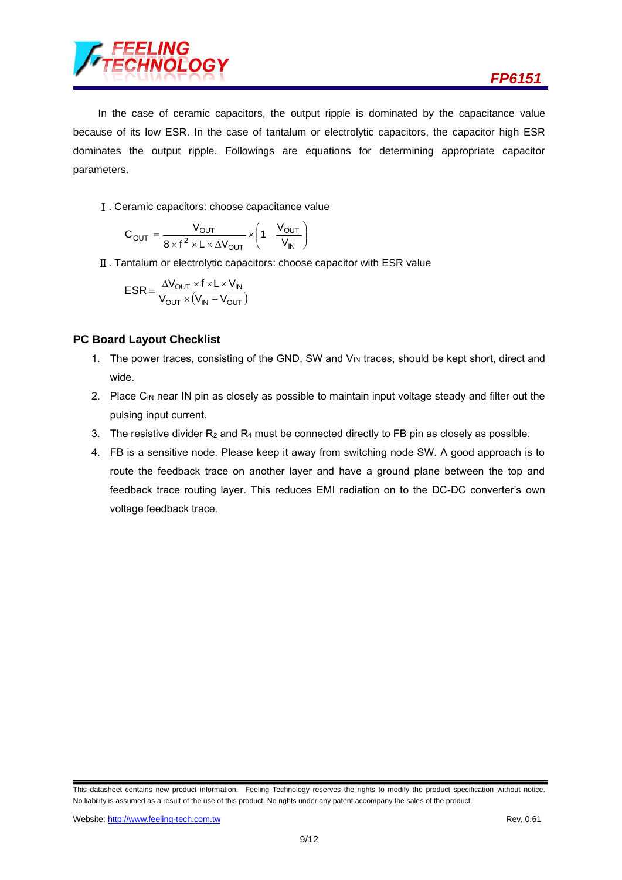In the case of ceramic capacitors, the output ripple is dominated by the capacitance value because of its low ESR. In the case of tantalum or electrolytic capacitors, the capacitor high ESR dominates the output ripple. Followings are equations for determining appropriate capacitor parameters.

Ⅰ. Ceramic capacitors: choose capacitance value

$$C_{OUT} = \frac{V_{OUT}}{8 \times f^2 \times L \times \Delta V_{OUT}} \times \left(1 - \frac{V_{OUT}}{V_{IN}}\right)$$

Ⅱ. Tantalum or electrolytic capacitors: choose capacitor with ESR value

$$ESR = \frac{\Delta V_{OUT} \times f \times L \times V_{IN}}{V_{OUT} \times (V_{IN} - V_{OUT})}$$

### PC Board Layout Checklist

1. The power traces, consisting of the GND, SW and $V_{IN}$ traces, should be kept short, direct and wide.
2. Place $C_{IN}$ near IN pin as closely as possible to maintain input voltage steady and filter out the pulsing input current.
3. The resistive divider $R_2$ and $R_4$ must be connected directly to FB pin as closely as possible.
4. FB is a sensitive node. Please keep it away from switching node SW. A good approach is to route the feedback trace on another layer and have a ground plane between the top and feedback trace routing layer. This reduces EMI radiation on to the DC-DC converter's own voltage feedback trace.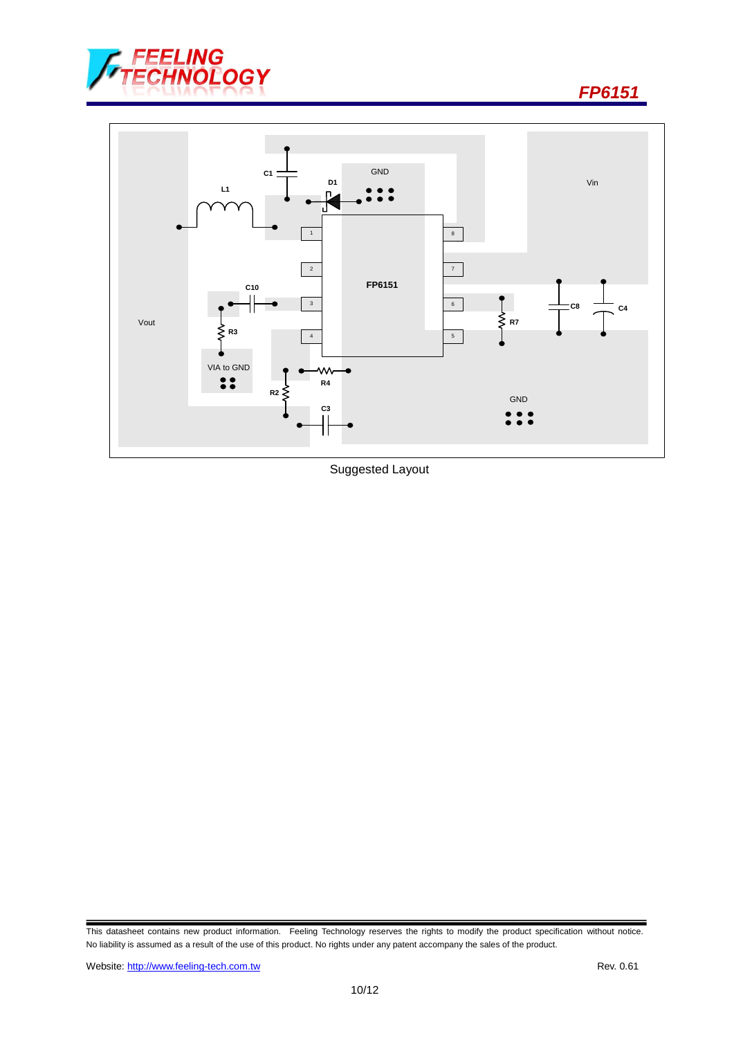Suggested Layout

This datasheet contains new product information. Feeling Technology reserves the rights to modify the product specification without notice. No liability is assumed as a result of the use of this product. No rights under any patent accompany the sales of the product.

Website: http://www.feeling-tech.com.tw

Rev. 0.61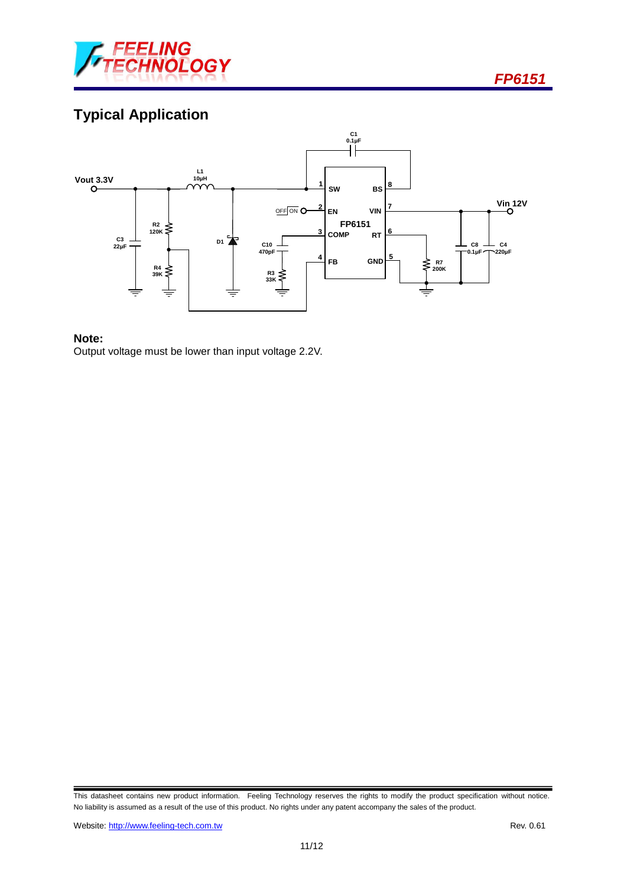## Typical Application

**Note:**

Output voltage must be lower than input voltage 2.2V.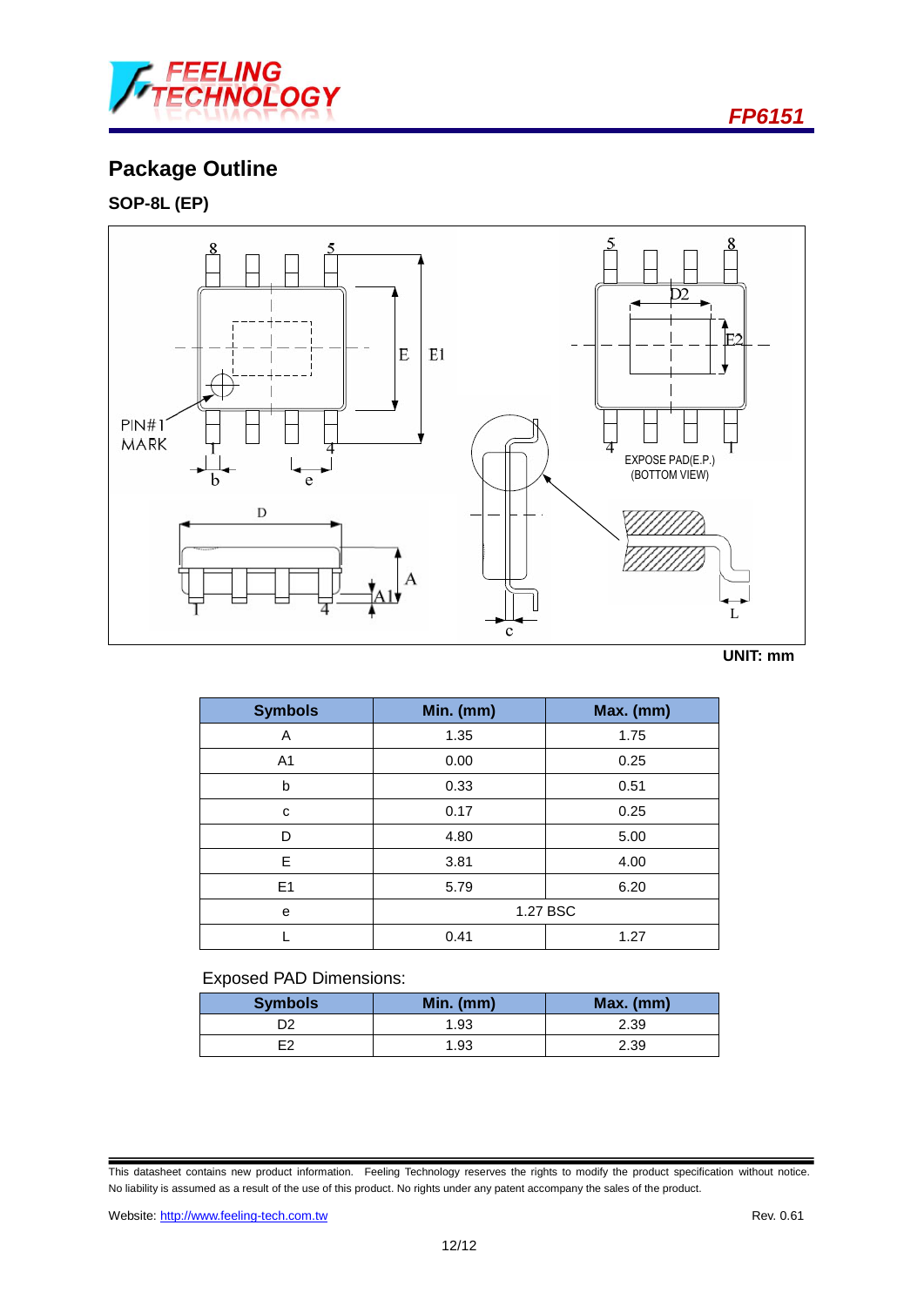## Package Outline

### SOP-8L (EP)

UNIT: mm

| Symbols | Min. (mm) | Max. (mm) |
|---|---|---|
| A | 1.35 | 1.75 |
| A1 | 0.00 | 0.25 |
| b | 0.33 | 0.51 |
| c | 0.17 | 0.25 |
| D | 4.80 | 5.00 |
| E | 3.81 | 4.00 |
| E1 | 5.79 | 6.20 |
| e | 1.27 BSC | |
| L | 0.41 | 1.27 |

Exposed PAD Dimensions:

| Symbols | Min. (mm) | Max. (mm) |
|---|---|---|
| D2 | 1.93 | 2.39 |
| E2 | 1.93 | 2.39 |

This datasheet contains new product information. Feeling Technology reserves the rights to modify the product specification without notice. No liability is assumed as a result of the use of this product. No rights under any patent accompany the sales of the product.

Website: http://www.feeling-tech.com.tw

Rev. 0.61